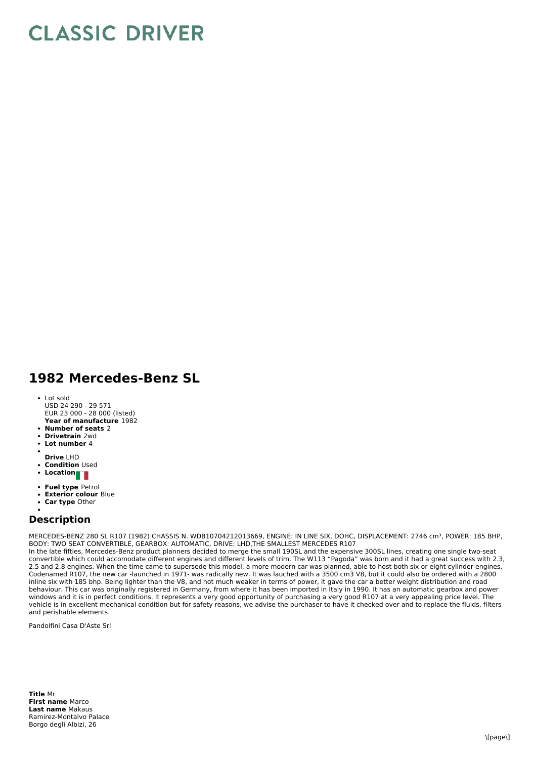# CLASSIC DRIVER

## 1982 Mercedes-Benz SL

- Lot sold
  USD 24 290 - 29 571
  EUR 23 000 - 28 000 (listed)
  **Year of manufacture** 1982
- **Number of seats** 2
- **Drivetrain** 2wd
- **Lot number** 4
-
  **Drive** LHD
- **Condition** Used
- **Location**
- **Fuel type** Petrol
- **Exterior colour** Blue
- **Car type** Other
-

## Description

MERCEDES-BENZ 280 SL R107 (1982) CHASSIS N. WDB10704212013669, ENGINE: IN LINE SIX, DOHC, DISPLACEMENT: 2746 cm³, POWER: 185 BHP, BODY: TWO SEAT CONVERTIBLE, GEARBOX: AUTOMATIC, DRIVE: LHD,THE SMALLEST MERCEDES R107
In the late fifties, Mercedes-Benz product planners decided to merge the small 190SL and the expensive 300SL lines, creating one single two-seat convertible which could accomodate different engines and different levels of trim. The W113 “Pagoda” was born and it had a great success with 2.3, 2.5 and 2.8 engines. When the time came to supersede this model, a more modern car was planned, able to host both six or eight cylinder engines. Codenamed R107, the new car -launched in 1971- was radically new. It was lauched with a 3500 cm3 V8, but it could also be ordered with a 2800 inline six with 185 bhp. Being lighter than the V8, and not much weaker in terms of power, it gave the car a better weight distribution and road behaviour. This car was originally registered in Germany, from where it has been imported in Italy in 1990. It has an automatic gearbox and power windows and it is in perfect conditions. It represents a very good opportunity of purchasing a very good R107 at a very appealing price level. The vehicle is in excellent mechanical condition but for safety reasons, we advise the purchaser to have it checked over and to replace the fluids, filters and perishable elements.

Pandolfini Casa D'Aste Srl

**Title** Mr
**First name** Marco
**Last name** Makaus
Ramirez-Montalvo Palace
Borgo degli Albizi, 26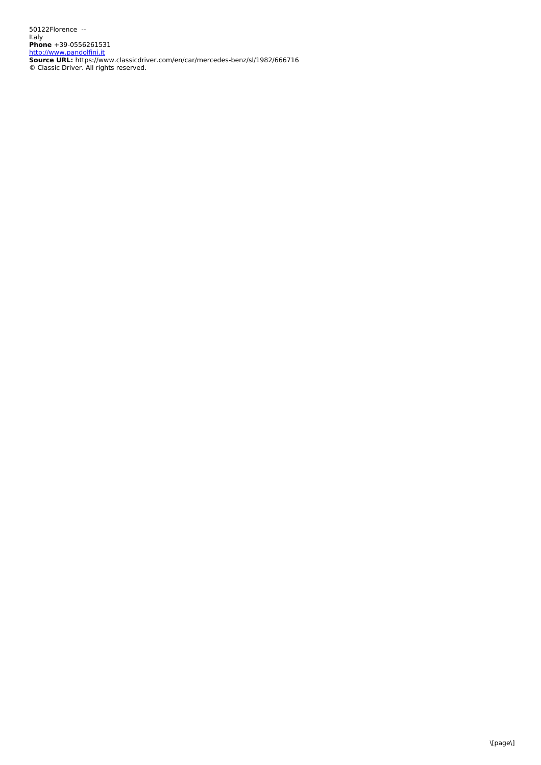50122Florence --
Italy
**Phone** +39-0556261531
[http://www.pandolfini.it](http://www.pandolfini.it)
**Source URL:** https://www.classicdriver.com/en/car/mercedes-benz/sl/1982/666716
© Classic Driver. All rights reserved.